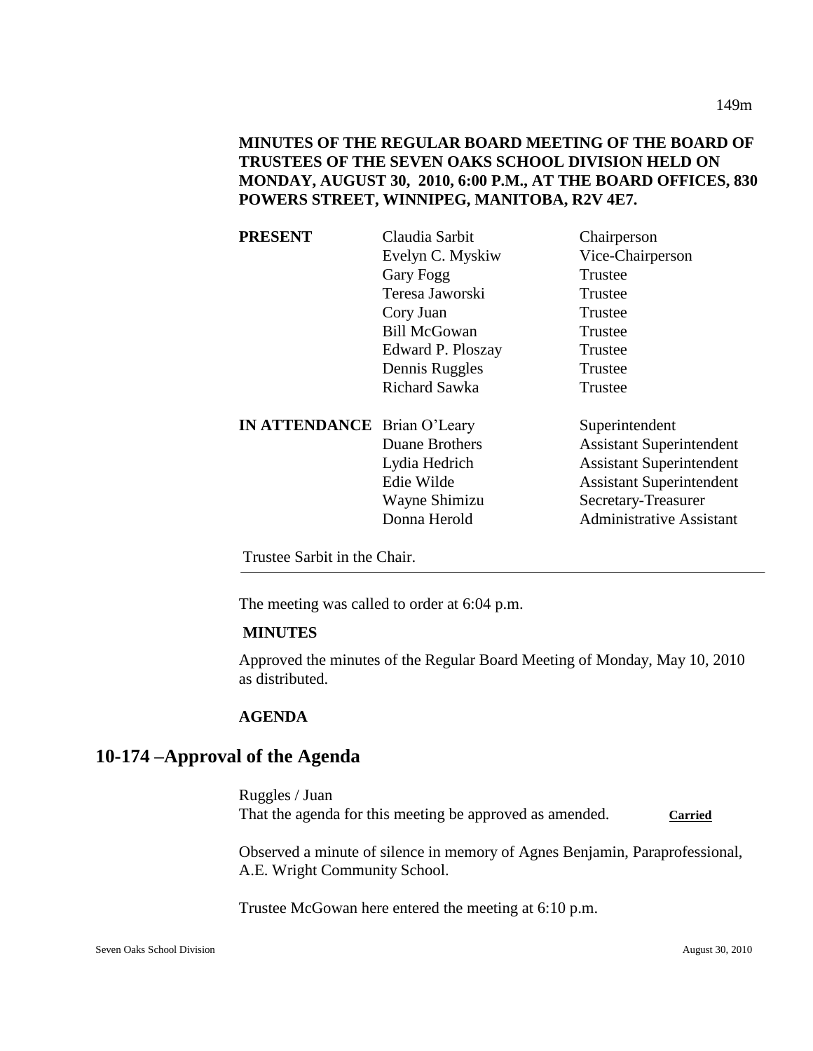**MINUTES OF THE REGULAR BOARD MEETING OF THE BOARD OF TRUSTEES OF THE SEVEN OAKS SCHOOL DIVISION HELD ON MONDAY, AUGUST 30, 2010, 6:00 P.M., AT THE BOARD OFFICES, 830 POWERS STREET, WINNIPEG, MANITOBA, R2V 4E7.**

| | | |
|---|---|---|
| **PRESENT** | Claudia Sarbit | Chairperson |
| | Evelyn C. Myskiw | Vice-Chairperson |
| | Gary Fogg | Trustee |
| | Teresa Jaworski | Trustee |
| | Cory Juan | Trustee |
| | Bill McGowan | Trustee |
| | Edward P. Ploszay | Trustee |
| | Dennis Ruggles | Trustee |
| | Richard Sawka | Trustee |
| **IN ATTENDANCE** | Brian O'Leary | Superintendent |
| | Duane Brothers | Assistant Superintendent |
| | Lydia Hedrich | Assistant Superintendent |
| | Edie Wilde | Assistant Superintendent |
| | Wayne Shimizu | Secretary-Treasurer |
| | Donna Herold | Administrative Assistant |

Trustee Sarbit in the Chair.

---

The meeting was called to order at 6:04 p.m.

**MINUTES**

Approved the minutes of the Regular Board Meeting of Monday, May 10, 2010 as distributed.

**AGENDA**

## 10-174 –Approval of the Agenda

Ruggles / Juan
That the agenda for this meeting be approved as amended. **Carried**

Observed a minute of silence in memory of Agnes Benjamin, Paraprofessional, A.E. Wright Community School.

Trustee McGowan here entered the meeting at 6:10 p.m.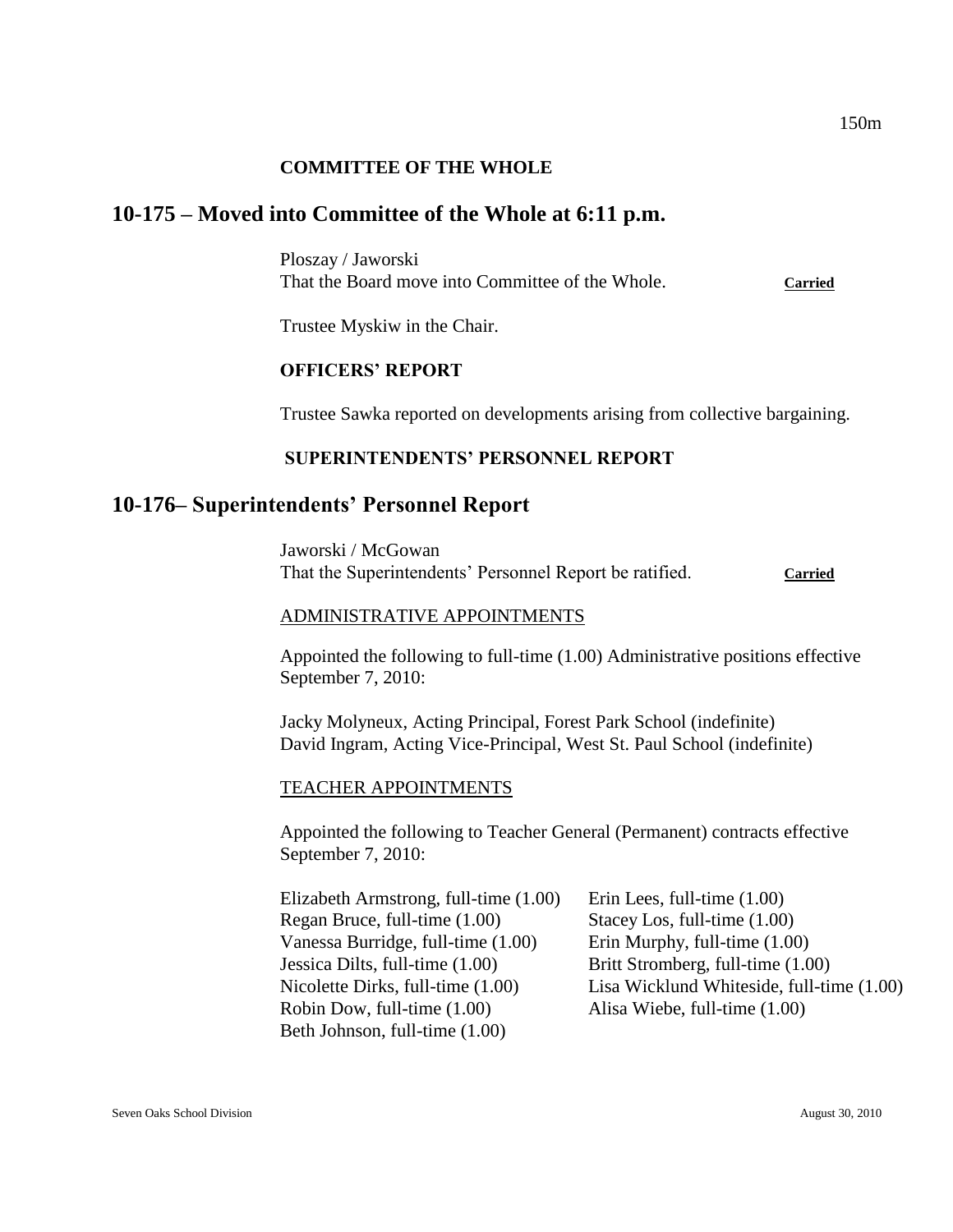**COMMITTEE OF THE WHOLE**

## 10-175 – Moved into Committee of the Whole at 6:11 p.m.

Ploszay / Jaworski
That the Board move into Committee of the Whole. **Carried**

Trustee Myskiw in the Chair.

**OFFICERS' REPORT**

Trustee Sawka reported on developments arising from collective bargaining.

**SUPERINTENDENTS' PERSONNEL REPORT**

## 10-176– Superintendents' Personnel Report

Jaworski / McGowan
That the Superintendents' Personnel Report be ratified. **Carried**

ADMINISTRATIVE APPOINTMENTS

Appointed the following to full-time (1.00) Administrative positions effective September 7, 2010:

Jacky Molyneux, Acting Principal, Forest Park School (indefinite)
David Ingram, Acting Vice-Principal, West St. Paul School (indefinite)

TEACHER APPOINTMENTS

Appointed the following to Teacher General (Permanent) contracts effective September 7, 2010:

Elizabeth Armstrong, full-time (1.00)
Regan Bruce, full-time (1.00)
Vanessa Burridge, full-time (1.00)
Jessica Dilts, full-time (1.00)
Nicolette Dirks, full-time (1.00)
Robin Dow, full-time (1.00)
Beth Johnson, full-time (1.00)
Erin Lees, full-time (1.00)
Stacey Los, full-time (1.00)
Erin Murphy, full-time (1.00)
Britt Stromberg, full-time (1.00)
Lisa Wicklund Whiteside, full-time (1.00)
Alisa Wiebe, full-time (1.00)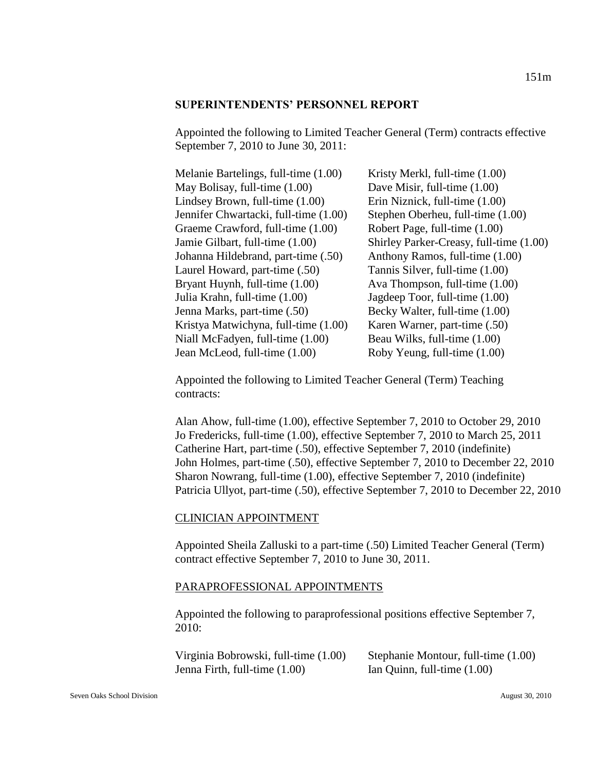## SUPERINTENDENTS' PERSONNEL REPORT

Appointed the following to Limited Teacher General (Term) contracts effective September 7, 2010 to June 30, 2011:

Melanie Bartelings, full-time (1.00)
May Bolisay, full-time (1.00)
Lindsey Brown, full-time (1.00)
Jennifer Chwartacki, full-time (1.00)
Graeme Crawford, full-time (1.00)
Jamie Gilbart, full-time (1.00)
Johanna Hildebrand, part-time (.50)
Laurel Howard, part-time (.50)
Bryant Huynh, full-time (1.00)
Julia Krahn, full-time (1.00)
Jenna Marks, part-time (.50)
Kristya Matwichyna, full-time (1.00)
Niall McFadyen, full-time (1.00)
Jean McLeod, full-time (1.00)
Kristy Merkl, full-time (1.00)
Dave Misir, full-time (1.00)
Erin Niznick, full-time (1.00)
Stephen Oberheu, full-time (1.00)
Robert Page, full-time (1.00)
Shirley Parker-Creasy, full-time (1.00)
Anthony Ramos, full-time (1.00)
Tannis Silver, full-time (1.00)
Ava Thompson, full-time (1.00)
Jagdeep Toor, full-time (1.00)
Becky Walter, full-time (1.00)
Karen Warner, part-time (.50)
Beau Wilks, full-time (1.00)
Roby Yeung, full-time (1.00)

Appointed the following to Limited Teacher General (Term) Teaching contracts:

Alan Ahow, full-time (1.00), effective September 7, 2010 to October 29, 2010
Jo Fredericks, full-time (1.00), effective September 7, 2010 to March 25, 2011
Catherine Hart, part-time (.50), effective September 7, 2010 (indefinite)
John Holmes, part-time (.50), effective September 7, 2010 to December 22, 2010
Sharon Nowrang, full-time (1.00), effective September 7, 2010 (indefinite)
Patricia Ullyot, part-time (.50), effective September 7, 2010 to December 22, 2010

### CLINICIAN APPOINTMENT

Appointed Sheila Zalluski to a part-time (.50) Limited Teacher General (Term) contract effective September 7, 2010 to June 30, 2011.

### PARAPROFESSIONAL APPOINTMENTS

Appointed the following to paraprofessional positions effective September 7, 2010:

Virginia Bobrowski, full-time (1.00)
Jenna Firth, full-time (1.00)
Stephanie Montour, full-time (1.00)
Ian Quinn, full-time (1.00)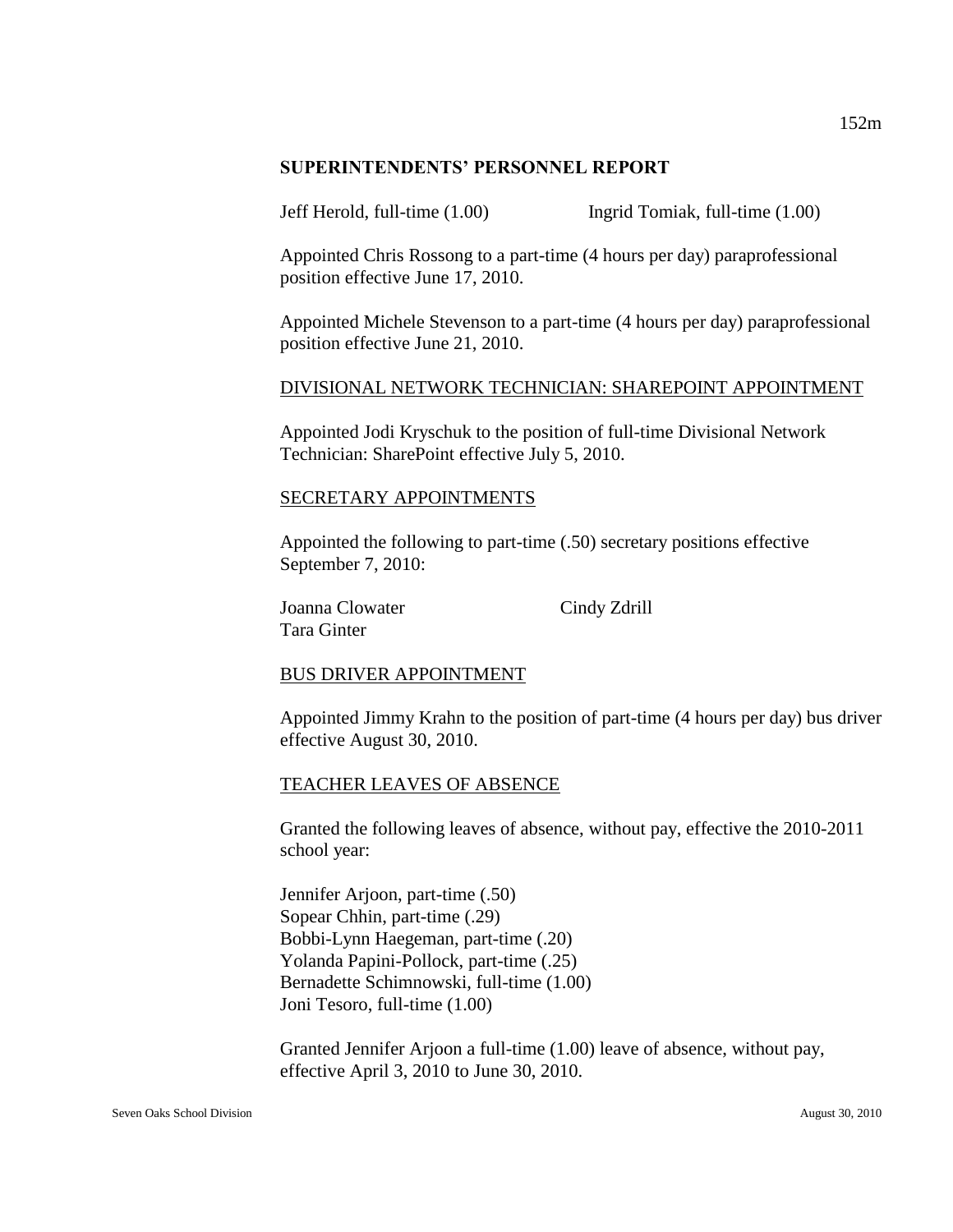## SUPERINTENDENTS' PERSONNEL REPORT

Jeff Herold, full-time (1.00)    Ingrid Tomiak, full-time (1.00)

Appointed Chris Rossong to a part-time (4 hours per day) paraprofessional position effective June 17, 2010.

Appointed Michele Stevenson to a part-time (4 hours per day) paraprofessional position effective June 21, 2010.

DIVISIONAL NETWORK TECHNICIAN: SHAREPOINT APPOINTMENT

Appointed Jodi Kryschuk to the position of full-time Divisional Network Technician: SharePoint effective July 5, 2010.

SECRETARY APPOINTMENTS

Appointed the following to part-time (.50) secretary positions effective September 7, 2010:

Joanna Clowater    Cindy Zdrill
Tara Ginter

BUS DRIVER APPOINTMENT

Appointed Jimmy Krahn to the position of part-time (4 hours per day) bus driver effective August 30, 2010.

TEACHER LEAVES OF ABSENCE

Granted the following leaves of absence, without pay, effective the 2010-2011 school year:

Jennifer Arjoon, part-time (.50)
Sopear Chhin, part-time (.29)
Bobbi-Lynn Haegeman, part-time (.20)
Yolanda Papini-Pollock, part-time (.25)
Bernadette Schimnowski, full-time (1.00)
Joni Tesoro, full-time (1.00)

Granted Jennifer Arjoon a full-time (1.00) leave of absence, without pay, effective April 3, 2010 to June 30, 2010.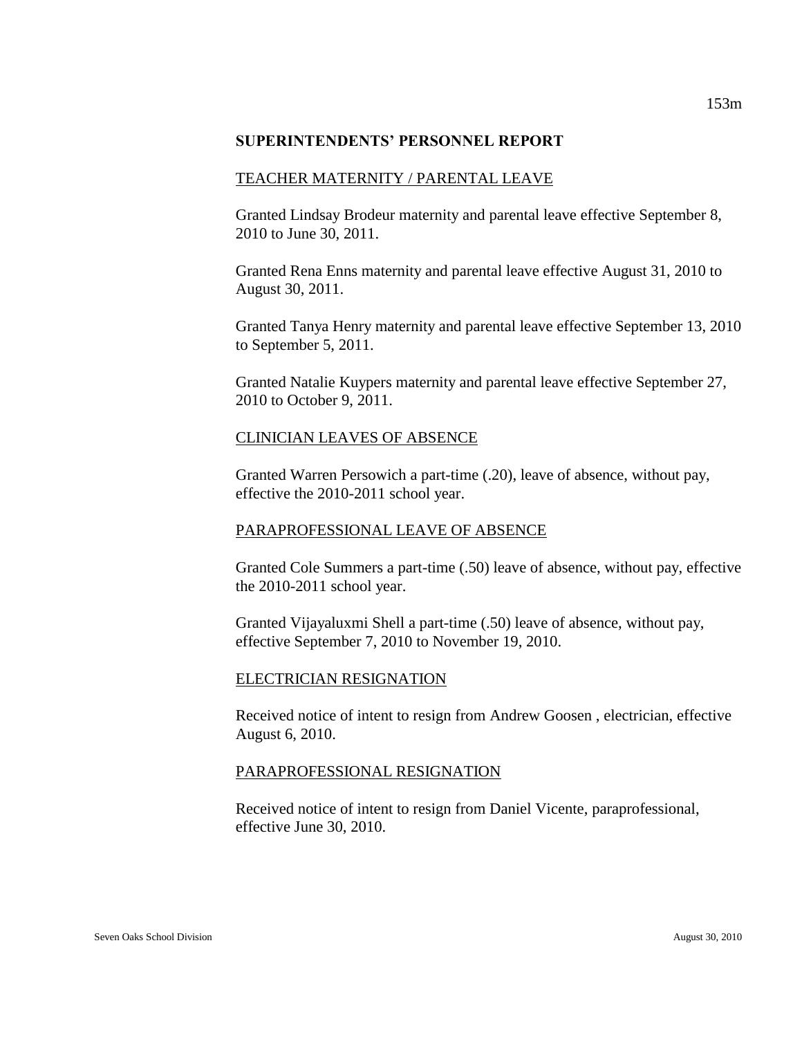## SUPERINTENDENTS' PERSONNEL REPORT

### TEACHER MATERNITY / PARENTAL LEAVE

Granted Lindsay Brodeur maternity and parental leave effective September 8, 2010 to June 30, 2011.

Granted Rena Enns maternity and parental leave effective August 31, 2010 to August 30, 2011.

Granted Tanya Henry maternity and parental leave effective September 13, 2010 to September 5, 2011.

Granted Natalie Kuypers maternity and parental leave effective September 27, 2010 to October 9, 2011.

### CLINICIAN LEAVES OF ABSENCE

Granted Warren Persowich a part-time (.20), leave of absence, without pay, effective the 2010-2011 school year.

### PARAPROFESSIONAL LEAVE OF ABSENCE

Granted Cole Summers a part-time (.50) leave of absence, without pay, effective the 2010-2011 school year.

Granted Vijayaluxmi Shell a part-time (.50) leave of absence, without pay, effective September 7, 2010 to November 19, 2010.

### ELECTRICIAN RESIGNATION

Received notice of intent to resign from Andrew Goosen , electrician, effective August 6, 2010.

### PARAPROFESSIONAL RESIGNATION

Received notice of intent to resign from Daniel Vicente, paraprofessional, effective June 30, 2010.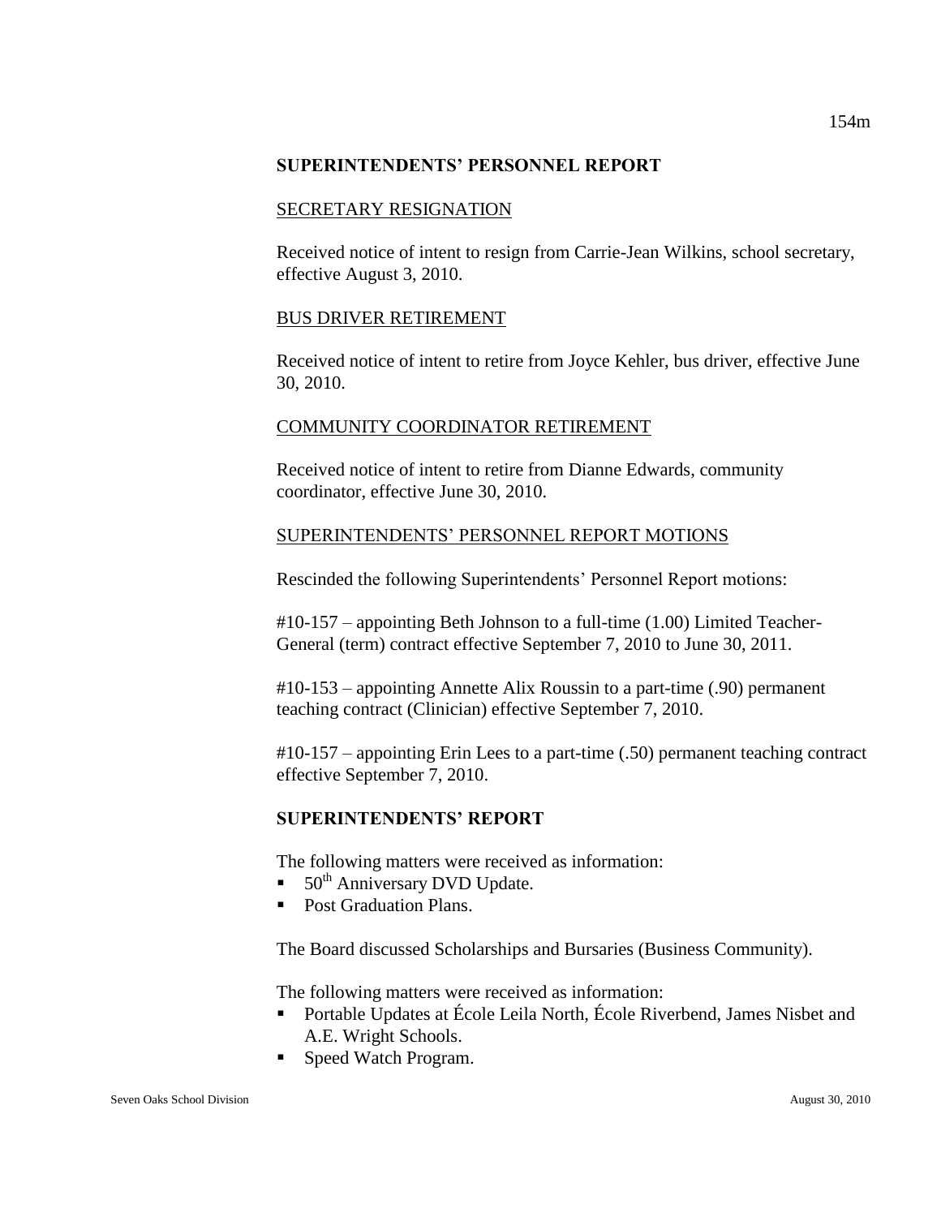## SUPERINTENDENTS' PERSONNEL REPORT

SECRETARY RESIGNATION

Received notice of intent to resign from Carrie-Jean Wilkins, school secretary, effective August 3, 2010.

BUS DRIVER RETIREMENT

Received notice of intent to retire from Joyce Kehler, bus driver, effective June 30, 2010.

COMMUNITY COORDINATOR RETIREMENT

Received notice of intent to retire from Dianne Edwards, community coordinator, effective June 30, 2010.

SUPERINTENDENTS' PERSONNEL REPORT MOTIONS

Rescinded the following Superintendents' Personnel Report motions:

#10-157 – appointing Beth Johnson to a full-time (1.00) Limited Teacher-General (term) contract effective September 7, 2010 to June 30, 2011.

#10-153 – appointing Annette Alix Roussin to a part-time (.90) permanent teaching contract (Clinician) effective September 7, 2010.

#10-157 – appointing Erin Lees to a part-time (.50) permanent teaching contract effective September 7, 2010.

## SUPERINTENDENTS' REPORT

The following matters were received as information:

- 50th Anniversary DVD Update.
- Post Graduation Plans.

The Board discussed Scholarships and Bursaries (Business Community).

The following matters were received as information:

- Portable Updates at École Leila North, École Riverbend, James Nisbet and A.E. Wright Schools.
- Speed Watch Program.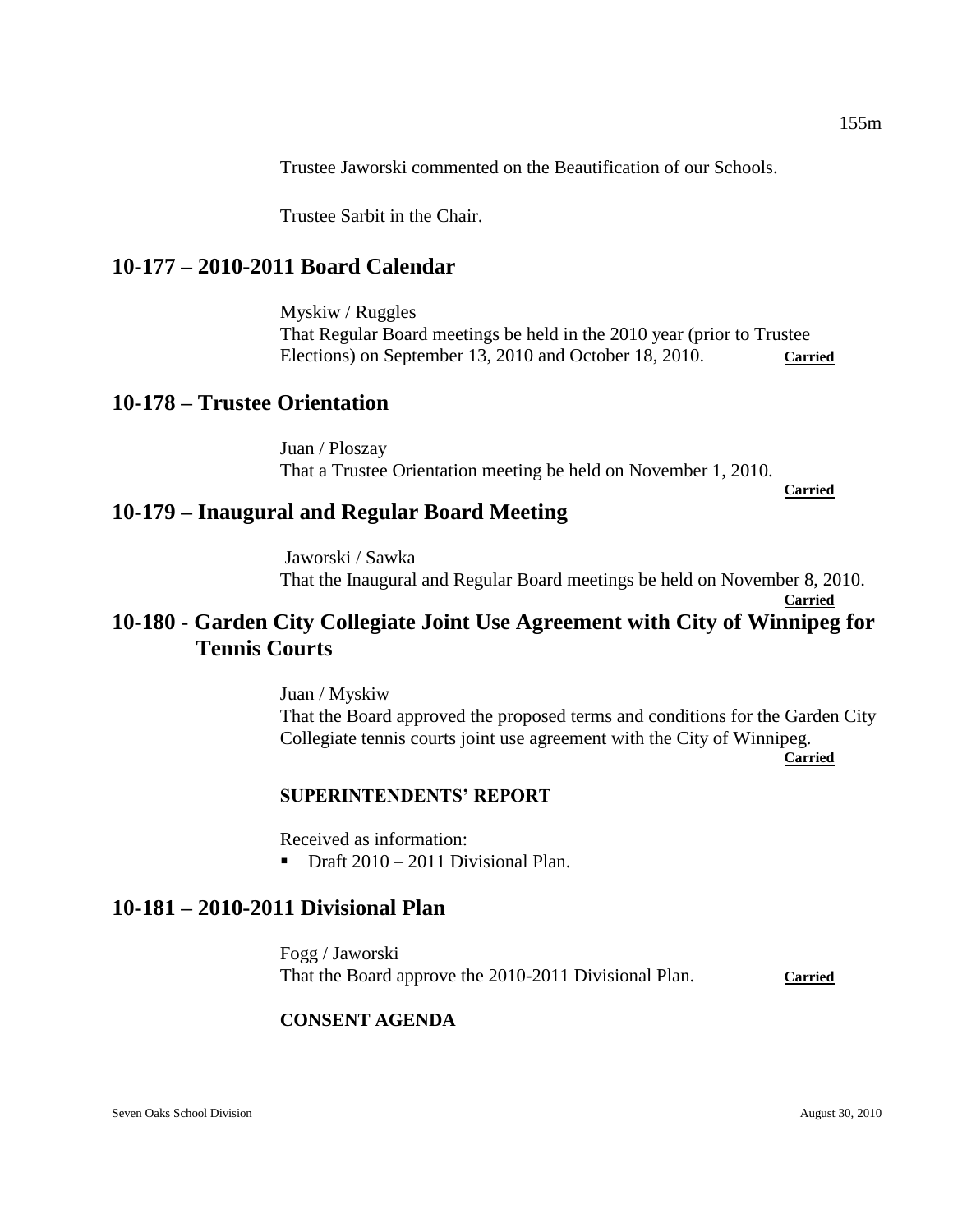Trustee Jaworski commented on the Beautification of our Schools.

Trustee Sarbit in the Chair.

## 10-177 – 2010-2011 Board Calendar

Myskiw / Ruggles
That Regular Board meetings be held in the 2010 year (prior to Trustee Elections) on September 13, 2010 and October 18, 2010. **Carried**

## 10-178 – Trustee Orientation

Juan / Ploszay
That a Trustee Orientation meeting be held on November 1, 2010. **Carried**

## 10-179 – Inaugural and Regular Board Meeting

Jaworski / Sawka
That the Inaugural and Regular Board meetings be held on November 8, 2010. **Carried**

## 10-180 - Garden City Collegiate Joint Use Agreement with City of Winnipeg for Tennis Courts

Juan / Myskiw
That the Board approved the proposed terms and conditions for the Garden City Collegiate tennis courts joint use agreement with the City of Winnipeg. **Carried**

**SUPERINTENDENTS' REPORT**

Received as information:

- Draft 2010 – 2011 Divisional Plan.

## 10-181 – 2010-2011 Divisional Plan

Fogg / Jaworski
That the Board approve the 2010-2011 Divisional Plan. **Carried**

**CONSENT AGENDA**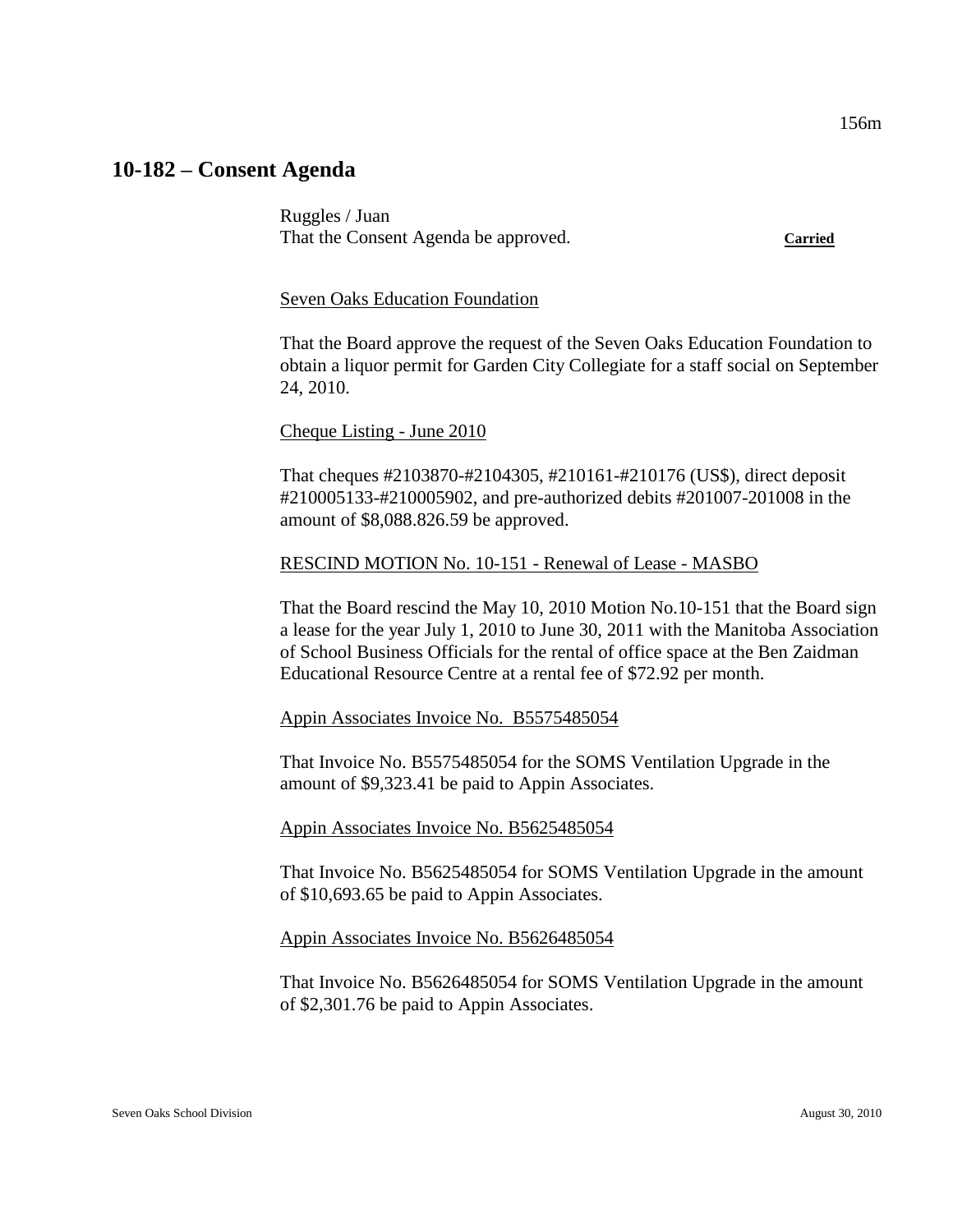## 10-182 – Consent Agenda

Ruggles / Juan
That the Consent Agenda be approved. **Carried**

Seven Oaks Education Foundation

That the Board approve the request of the Seven Oaks Education Foundation to obtain a liquor permit for Garden City Collegiate for a staff social on September 24, 2010.

Cheque Listing - June 2010

That cheques #2103870-#2104305, #210161-#210176 (US$), direct deposit #210005133-#210005902, and pre-authorized debits #201007-201008 in the amount of $8,088.826.59 be approved.

RESCIND MOTION No. 10-151 - Renewal of Lease - MASBO

That the Board rescind the May 10, 2010 Motion No.10-151 that the Board sign a lease for the year July 1, 2010 to June 30, 2011 with the Manitoba Association of School Business Officials for the rental of office space at the Ben Zaidman Educational Resource Centre at a rental fee of $72.92 per month.

Appin Associates Invoice No. B5575485054

That Invoice No. B5575485054 for the SOMS Ventilation Upgrade in the amount of $9,323.41 be paid to Appin Associates.

Appin Associates Invoice No. B5625485054

That Invoice No. B5625485054 for SOMS Ventilation Upgrade in the amount of $10,693.65 be paid to Appin Associates.

Appin Associates Invoice No. B5626485054

That Invoice No. B5626485054 for SOMS Ventilation Upgrade in the amount of $2,301.76 be paid to Appin Associates.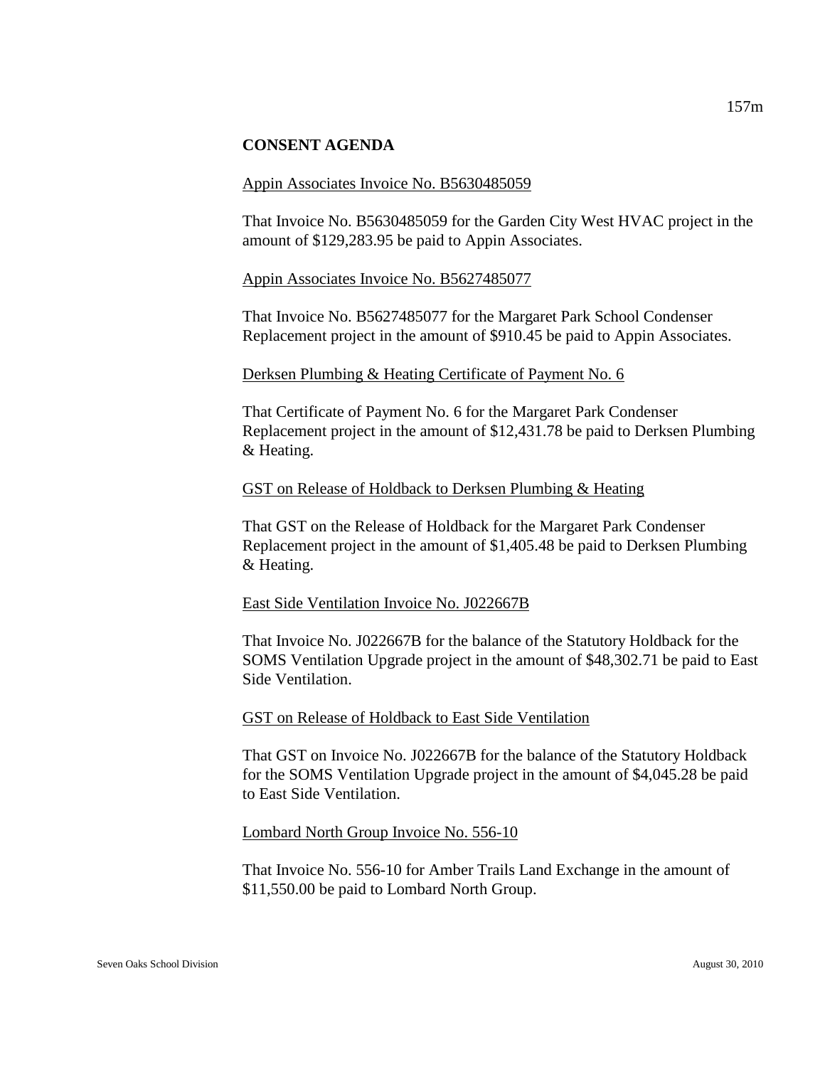**CONSENT AGENDA**

Appin Associates Invoice No. B5630485059

That Invoice No. B5630485059 for the Garden City West HVAC project in the amount of $129,283.95 be paid to Appin Associates.

Appin Associates Invoice No. B5627485077

That Invoice No. B5627485077 for the Margaret Park School Condenser Replacement project in the amount of $910.45 be paid to Appin Associates.

Derksen Plumbing & Heating Certificate of Payment No. 6

That Certificate of Payment No. 6 for the Margaret Park Condenser Replacement project in the amount of $12,431.78 be paid to Derksen Plumbing & Heating.

GST on Release of Holdback to Derksen Plumbing & Heating

That GST on the Release of Holdback for the Margaret Park Condenser Replacement project in the amount of $1,405.48 be paid to Derksen Plumbing & Heating.

East Side Ventilation Invoice No. J022667B

That Invoice No. J022667B for the balance of the Statutory Holdback for the SOMS Ventilation Upgrade project in the amount of $48,302.71 be paid to East Side Ventilation.

GST on Release of Holdback to East Side Ventilation

That GST on Invoice No. J022667B for the balance of the Statutory Holdback for the SOMS Ventilation Upgrade project in the amount of $4,045.28 be paid to East Side Ventilation.

Lombard North Group Invoice No. 556-10

That Invoice No. 556-10 for Amber Trails Land Exchange in the amount of $11,550.00 be paid to Lombard North Group.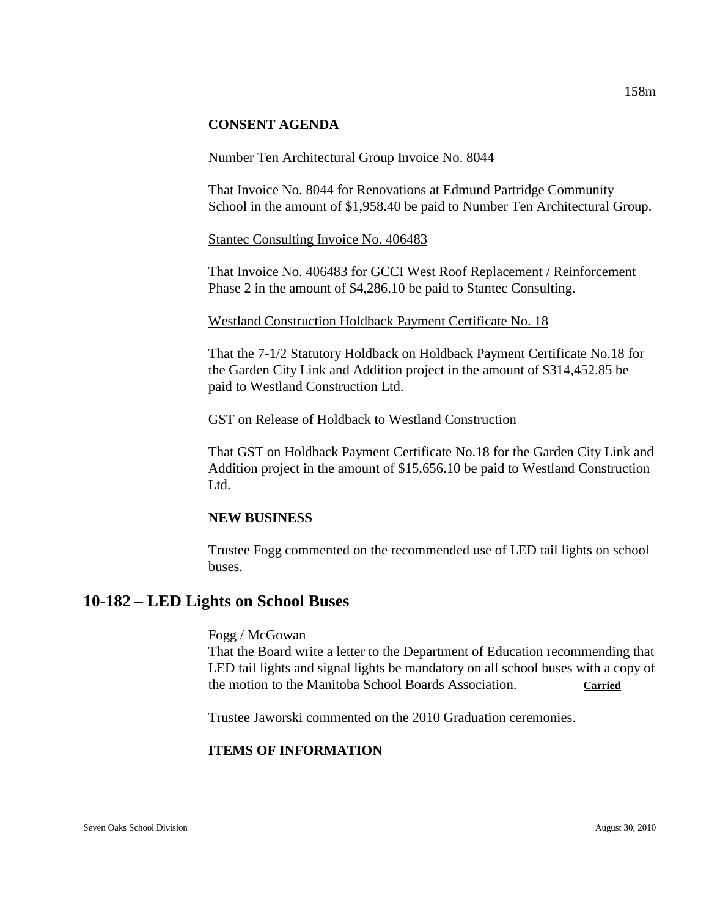**CONSENT AGENDA**

Number Ten Architectural Group Invoice No. 8044

That Invoice No. 8044 for Renovations at Edmund Partridge Community School in the amount of $1,958.40 be paid to Number Ten Architectural Group.

Stantec Consulting Invoice No. 406483

That Invoice No. 406483 for GCCI West Roof Replacement / Reinforcement Phase 2 in the amount of $4,286.10 be paid to Stantec Consulting.

Westland Construction Holdback Payment Certificate No. 18

That the 7-1/2 Statutory Holdback on Holdback Payment Certificate No.18 for the Garden City Link and Addition project in the amount of $314,452.85 be paid to Westland Construction Ltd.

GST on Release of Holdback to Westland Construction

That GST on Holdback Payment Certificate No.18 for the Garden City Link and Addition project in the amount of $15,656.10 be paid to Westland Construction Ltd.

**NEW BUSINESS**

Trustee Fogg commented on the recommended use of LED tail lights on school buses.

## 10-182 – LED Lights on School Buses

Fogg / McGowan
That the Board write a letter to the Department of Education recommending that LED tail lights and signal lights be mandatory on all school buses with a copy of the motion to the Manitoba School Boards Association. **Carried**

Trustee Jaworski commented on the 2010 Graduation ceremonies.

**ITEMS OF INFORMATION**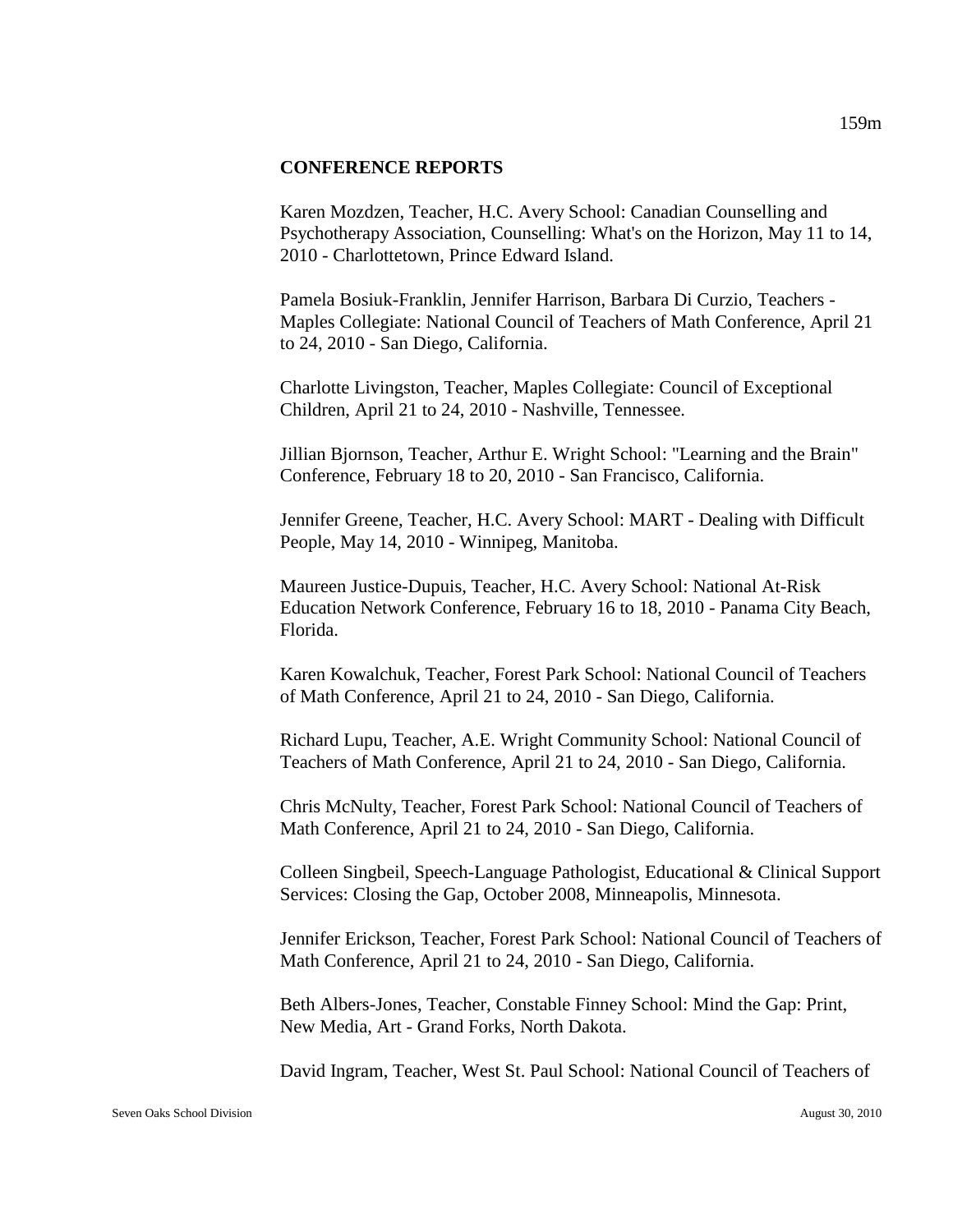## CONFERENCE REPORTS

Karen Mozdzen, Teacher, H.C. Avery School: Canadian Counselling and Psychotherapy Association, Counselling: What's on the Horizon, May 11 to 14, 2010 - Charlottetown, Prince Edward Island.

Pamela Bosiuk-Franklin, Jennifer Harrison, Barbara Di Curzio, Teachers - Maples Collegiate: National Council of Teachers of Math Conference, April 21 to 24, 2010 - San Diego, California.

Charlotte Livingston, Teacher, Maples Collegiate: Council of Exceptional Children, April 21 to 24, 2010 - Nashville, Tennessee.

Jillian Bjornson, Teacher, Arthur E. Wright School: "Learning and the Brain" Conference, February 18 to 20, 2010 - San Francisco, California.

Jennifer Greene, Teacher, H.C. Avery School: MART - Dealing with Difficult People, May 14, 2010 - Winnipeg, Manitoba.

Maureen Justice-Dupuis, Teacher, H.C. Avery School: National At-Risk Education Network Conference, February 16 to 18, 2010 - Panama City Beach, Florida.

Karen Kowalchuk, Teacher, Forest Park School: National Council of Teachers of Math Conference, April 21 to 24, 2010 - San Diego, California.

Richard Lupu, Teacher, A.E. Wright Community School: National Council of Teachers of Math Conference, April 21 to 24, 2010 - San Diego, California.

Chris McNulty, Teacher, Forest Park School: National Council of Teachers of Math Conference, April 21 to 24, 2010 - San Diego, California.

Colleen Singbeil, Speech-Language Pathologist, Educational & Clinical Support Services: Closing the Gap, October 2008, Minneapolis, Minnesota.

Jennifer Erickson, Teacher, Forest Park School: National Council of Teachers of Math Conference, April 21 to 24, 2010 - San Diego, California.

Beth Albers-Jones, Teacher, Constable Finney School: Mind the Gap: Print, New Media, Art - Grand Forks, North Dakota.

David Ingram, Teacher, West St. Paul School: National Council of Teachers of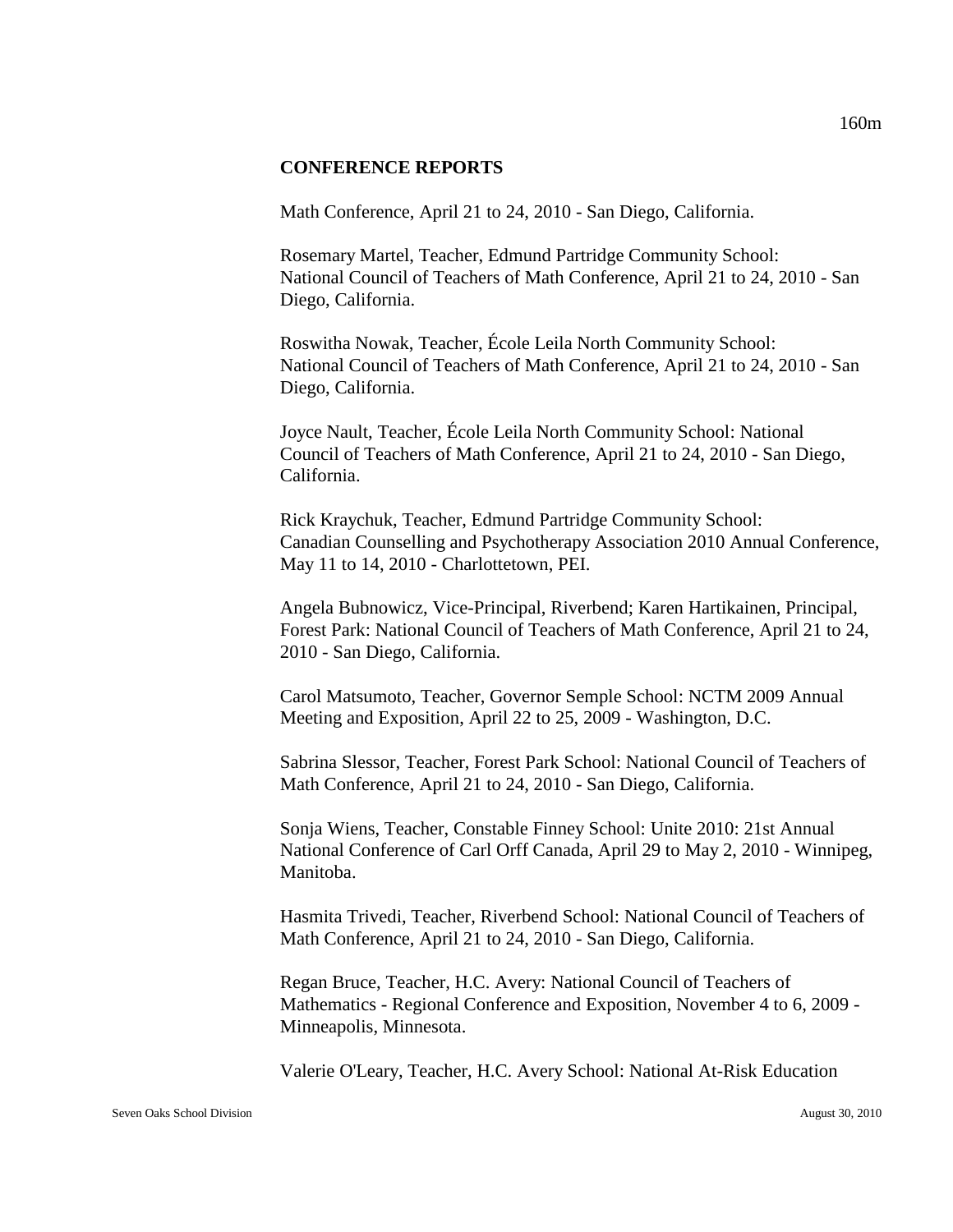**CONFERENCE REPORTS**

Math Conference, April 21 to 24, 2010 - San Diego, California.

Rosemary Martel, Teacher, Edmund Partridge Community School: National Council of Teachers of Math Conference, April 21 to 24, 2010 - San Diego, California.

Roswitha Nowak, Teacher, École Leila North Community School: National Council of Teachers of Math Conference, April 21 to 24, 2010 - San Diego, California.

Joyce Nault, Teacher, École Leila North Community School: National Council of Teachers of Math Conference, April 21 to 24, 2010 - San Diego, California.

Rick Kraychuk, Teacher, Edmund Partridge Community School: Canadian Counselling and Psychotherapy Association 2010 Annual Conference, May 11 to 14, 2010 - Charlottetown, PEI.

Angela Bubnowicz, Vice-Principal, Riverbend; Karen Hartikainen, Principal, Forest Park: National Council of Teachers of Math Conference, April 21 to 24, 2010 - San Diego, California.

Carol Matsumoto, Teacher, Governor Semple School: NCTM 2009 Annual Meeting and Exposition, April 22 to 25, 2009 - Washington, D.C.

Sabrina Slessor, Teacher, Forest Park School: National Council of Teachers of Math Conference, April 21 to 24, 2010 - San Diego, California.

Sonja Wiens, Teacher, Constable Finney School: Unite 2010: 21st Annual National Conference of Carl Orff Canada, April 29 to May 2, 2010 - Winnipeg, Manitoba.

Hasmita Trivedi, Teacher, Riverbend School: National Council of Teachers of Math Conference, April 21 to 24, 2010 - San Diego, California.

Regan Bruce, Teacher, H.C. Avery: National Council of Teachers of Mathematics - Regional Conference and Exposition, November 4 to 6, 2009 - Minneapolis, Minnesota.

Valerie O'Leary, Teacher, H.C. Avery School: National At-Risk Education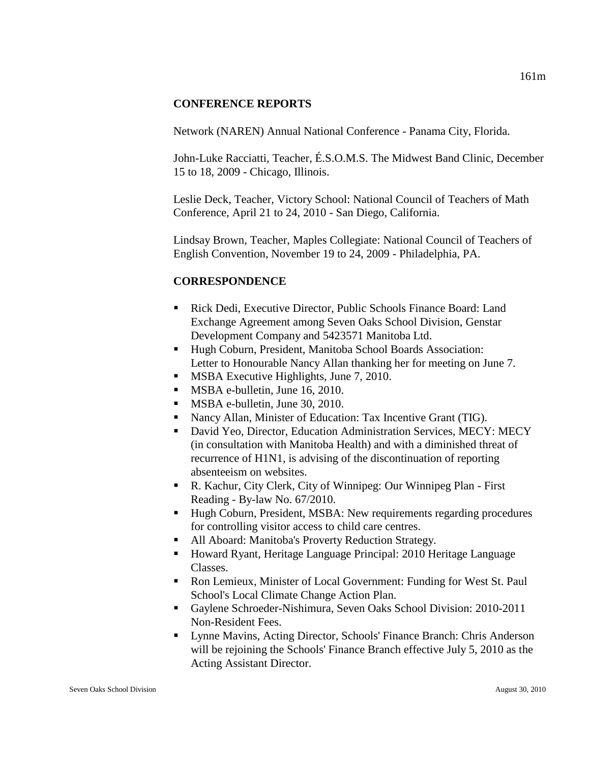## CONFERENCE REPORTS

Network (NAREN) Annual National Conference - Panama City, Florida.

John-Luke Racciatti, Teacher, É.S.O.M.S. The Midwest Band Clinic, December 15 to 18, 2009 - Chicago, Illinois.

Leslie Deck, Teacher, Victory School: National Council of Teachers of Math Conference, April 21 to 24, 2010 - San Diego, California.

Lindsay Brown, Teacher, Maples Collegiate: National Council of Teachers of English Convention, November 19 to 24, 2009 - Philadelphia, PA.

## CORRESPONDENCE

- Rick Dedi, Executive Director, Public Schools Finance Board: Land Exchange Agreement among Seven Oaks School Division, Genstar Development Company and 5423571 Manitoba Ltd.
- Hugh Coburn, President, Manitoba School Boards Association: Letter to Honourable Nancy Allan thanking her for meeting on June 7.
- MSBA Executive Highlights, June 7, 2010.
- MSBA e-bulletin, June 16, 2010.
- MSBA e-bulletin, June 30, 2010.
- Nancy Allan, Minister of Education: Tax Incentive Grant (TIG).
- David Yeo, Director, Education Administration Services, MECY: MECY (in consultation with Manitoba Health) and with a diminished threat of recurrence of H1N1, is advising of the discontinuation of reporting absenteeism on websites.
- R. Kachur, City Clerk, City of Winnipeg: Our Winnipeg Plan - First Reading - By-law No. 67/2010.
- Hugh Coburn, President, MSBA: New requirements regarding procedures for controlling visitor access to child care centres.
- All Aboard: Manitoba's Proverty Reduction Strategy.
- Howard Ryant, Heritage Language Principal: 2010 Heritage Language Classes.
- Ron Lemieux, Minister of Local Government: Funding for West St. Paul School's Local Climate Change Action Plan.
- Gaylene Schroeder-Nishimura, Seven Oaks School Division: 2010-2011 Non-Resident Fees.
- Lynne Mavins, Acting Director, Schools' Finance Branch: Chris Anderson will be rejoining the Schools' Finance Branch effective July 5, 2010 as the Acting Assistant Director.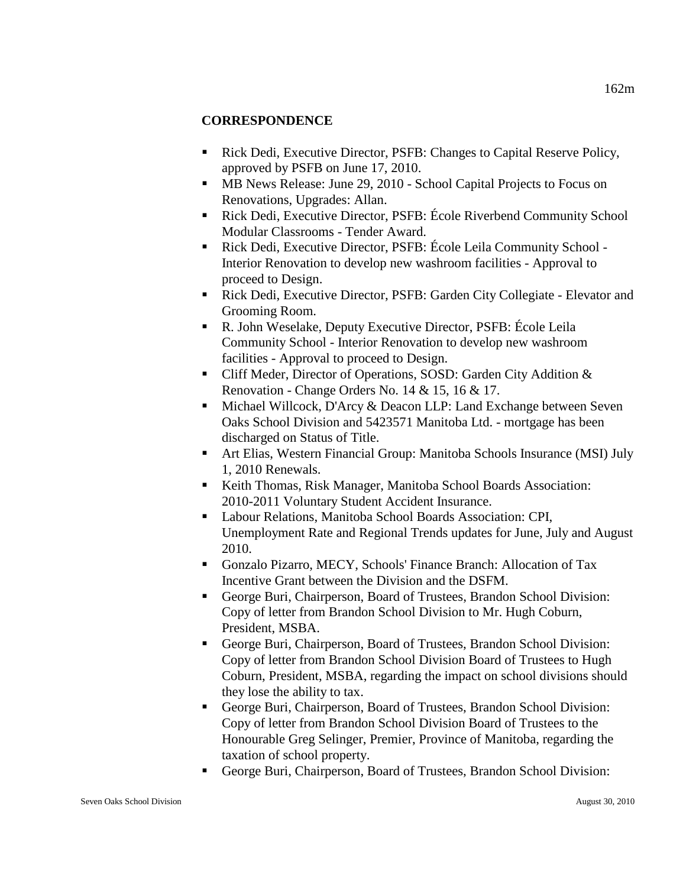## CORRESPONDENCE

- Rick Dedi, Executive Director, PSFB: Changes to Capital Reserve Policy, approved by PSFB on June 17, 2010.
- MB News Release: June 29, 2010 - School Capital Projects to Focus on Renovations, Upgrades: Allan.
- Rick Dedi, Executive Director, PSFB: École Riverbend Community School Modular Classrooms - Tender Award.
- Rick Dedi, Executive Director, PSFB: École Leila Community School - Interior Renovation to develop new washroom facilities - Approval to proceed to Design.
- Rick Dedi, Executive Director, PSFB: Garden City Collegiate - Elevator and Grooming Room.
- R. John Weselake, Deputy Executive Director, PSFB: École Leila Community School - Interior Renovation to develop new washroom facilities - Approval to proceed to Design.
- Cliff Meder, Director of Operations, SOSD: Garden City Addition & Renovation - Change Orders No. 14 & 15, 16 & 17.
- Michael Willcock, D'Arcy & Deacon LLP: Land Exchange between Seven Oaks School Division and 5423571 Manitoba Ltd. - mortgage has been discharged on Status of Title.
- Art Elias, Western Financial Group: Manitoba Schools Insurance (MSI) July 1, 2010 Renewals.
- Keith Thomas, Risk Manager, Manitoba School Boards Association: 2010-2011 Voluntary Student Accident Insurance.
- Labour Relations, Manitoba School Boards Association: CPI, Unemployment Rate and Regional Trends updates for June, July and August 2010.
- Gonzalo Pizarro, MECY, Schools' Finance Branch: Allocation of Tax Incentive Grant between the Division and the DSFM.
- George Buri, Chairperson, Board of Trustees, Brandon School Division: Copy of letter from Brandon School Division to Mr. Hugh Coburn, President, MSBA.
- George Buri, Chairperson, Board of Trustees, Brandon School Division: Copy of letter from Brandon School Division Board of Trustees to Hugh Coburn, President, MSBA, regarding the impact on school divisions should they lose the ability to tax.
- George Buri, Chairperson, Board of Trustees, Brandon School Division: Copy of letter from Brandon School Division Board of Trustees to the Honourable Greg Selinger, Premier, Province of Manitoba, regarding the taxation of school property.
- George Buri, Chairperson, Board of Trustees, Brandon School Division: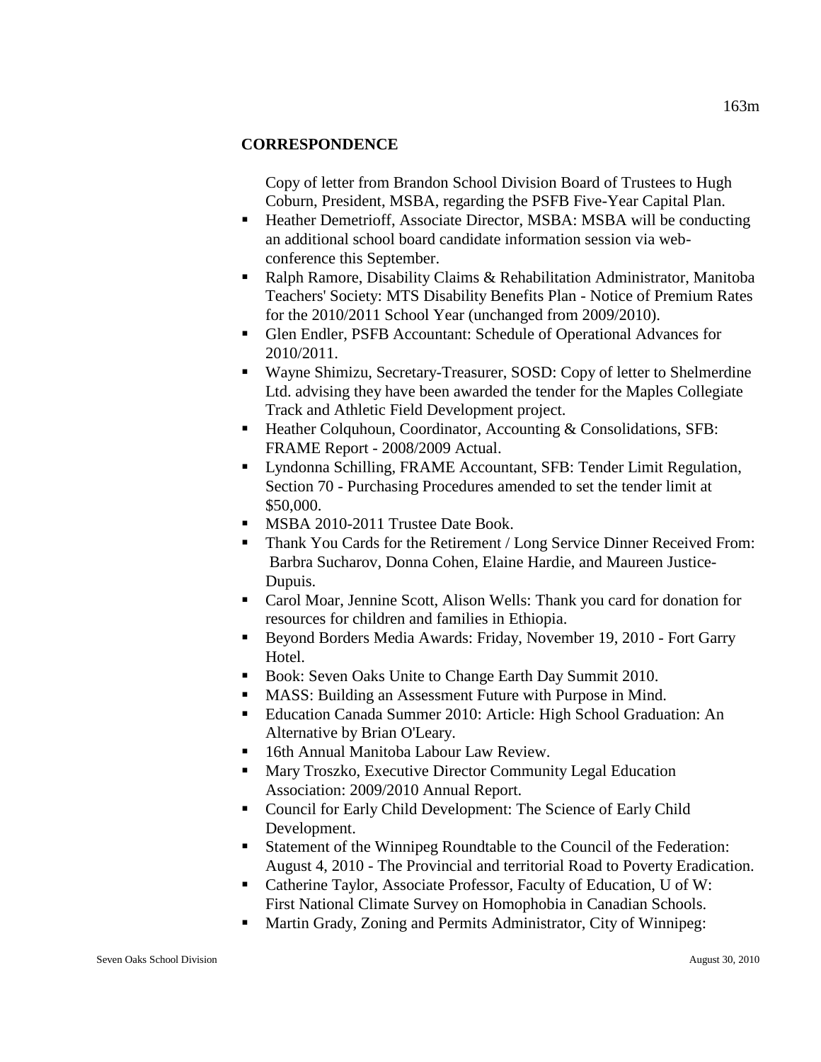**CORRESPONDENCE**

Copy of letter from Brandon School Division Board of Trustees to Hugh Coburn, President, MSBA, regarding the PSFB Five-Year Capital Plan.

- Heather Demetrioff, Associate Director, MSBA: MSBA will be conducting an additional school board candidate information session via web-conference this September.
- Ralph Ramore, Disability Claims & Rehabilitation Administrator, Manitoba Teachers' Society: MTS Disability Benefits Plan - Notice of Premium Rates for the 2010/2011 School Year (unchanged from 2009/2010).
- Glen Endler, PSFB Accountant: Schedule of Operational Advances for 2010/2011.
- Wayne Shimizu, Secretary-Treasurer, SOSD: Copy of letter to Shelmerdine Ltd. advising they have been awarded the tender for the Maples Collegiate Track and Athletic Field Development project.
- Heather Colquhoun, Coordinator, Accounting & Consolidations, SFB: FRAME Report - 2008/2009 Actual.
- Lyndonna Schilling, FRAME Accountant, SFB: Tender Limit Regulation, Section 70 - Purchasing Procedures amended to set the tender limit at $50,000.
- MSBA 2010-2011 Trustee Date Book.
- Thank You Cards for the Retirement / Long Service Dinner Received From: Barbra Sucharov, Donna Cohen, Elaine Hardie, and Maureen Justice-Dupuis.
- Carol Moar, Jennine Scott, Alison Wells: Thank you card for donation for resources for children and families in Ethiopia.
- Beyond Borders Media Awards: Friday, November 19, 2010 - Fort Garry Hotel.
- Book: Seven Oaks Unite to Change Earth Day Summit 2010.
- MASS: Building an Assessment Future with Purpose in Mind.
- Education Canada Summer 2010: Article: High School Graduation: An Alternative by Brian O'Leary.
- 16th Annual Manitoba Labour Law Review.
- Mary Troszko, Executive Director Community Legal Education Association: 2009/2010 Annual Report.
- Council for Early Child Development: The Science of Early Child Development.
- Statement of the Winnipeg Roundtable to the Council of the Federation: August 4, 2010 - The Provincial and territorial Road to Poverty Eradication.
- Catherine Taylor, Associate Professor, Faculty of Education, U of W: First National Climate Survey on Homophobia in Canadian Schools.
- Martin Grady, Zoning and Permits Administrator, City of Winnipeg: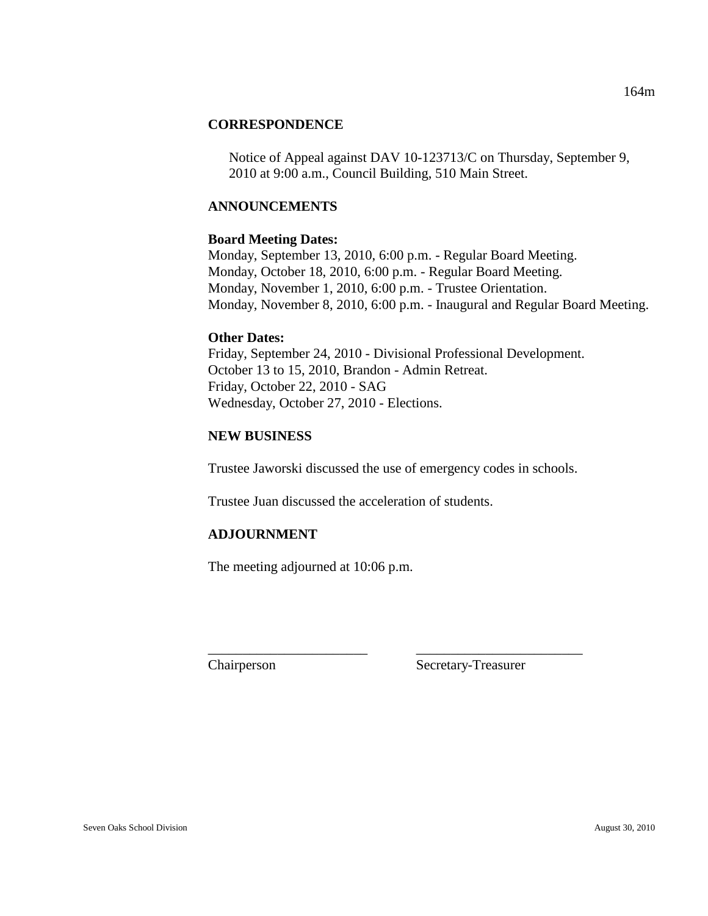## CORRESPONDENCE

Notice of Appeal against DAV 10-123713/C on Thursday, September 9, 2010 at 9:00 a.m., Council Building, 510 Main Street.

## ANNOUNCEMENTS

**Board Meeting Dates:**
Monday, September 13, 2010, 6:00 p.m. - Regular Board Meeting.
Monday, October 18, 2010, 6:00 p.m. - Regular Board Meeting.
Monday, November 1, 2010, 6:00 p.m. - Trustee Orientation.
Monday, November 8, 2010, 6:00 p.m. - Inaugural and Regular Board Meeting.

**Other Dates:**
Friday, September 24, 2010 - Divisional Professional Development.
October 13 to 15, 2010, Brandon - Admin Retreat.
Friday, October 22, 2010 - SAG
Wednesday, October 27, 2010 - Elections.

## NEW BUSINESS

Trustee Jaworski discussed the use of emergency codes in schools.

Trustee Juan discussed the acceleration of students.

## ADJOURNMENT

The meeting adjourned at 10:06 p.m.

_______________________ _______________________
Chairperson Secretary-Treasurer